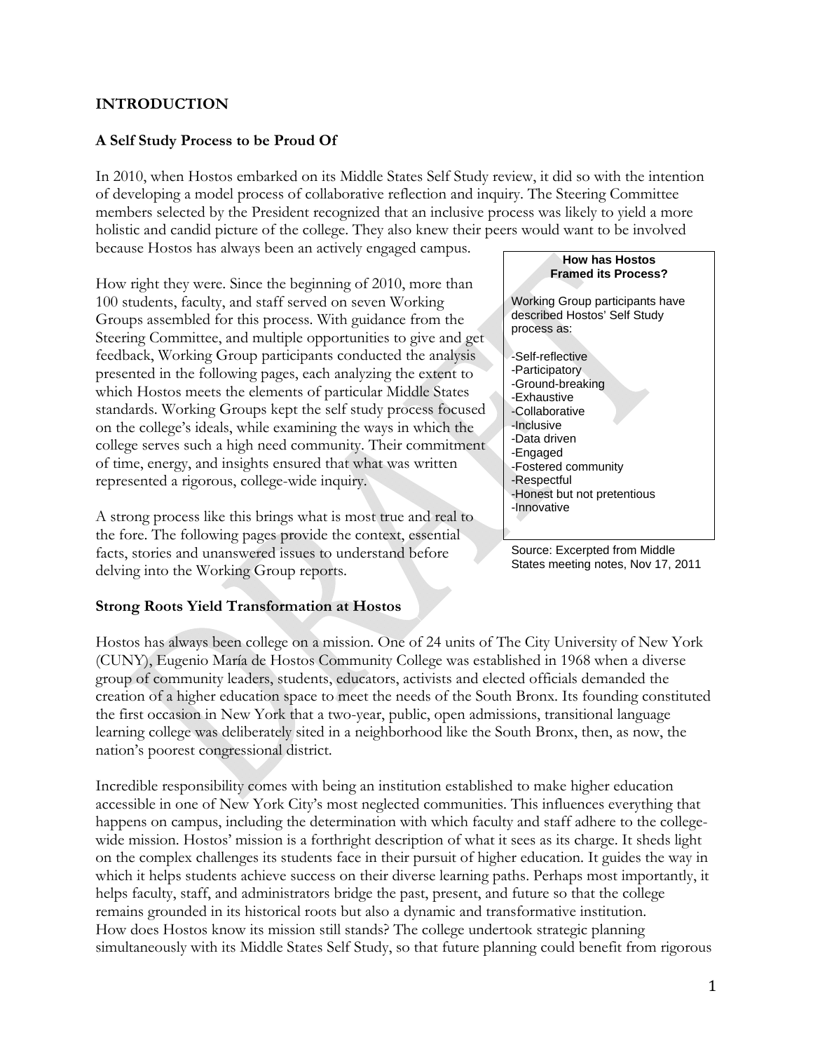## INTRODUCTION

### A Self Study Process to be Proud Of

In 2010, when Hostos embarked on its Middle States Self Study review, it did so with the intention of developing a model process of collaborative reflection and inquiry. The Steering Committee members selected by the President recognized that an inclusive process was likely to yield a more holistic and candid picture of the college. They also knew their peers would want to be involved because Hostos has always been an actively engaged campus.

How right they were. Since the beginning of 2010, more than 100 students, faculty, and staff served on seven Working Groups assembled for this process. With guidance from the Steering Committee, and multiple opportunities to give and get feedback, Working Group participants conducted the analysis presented in the following pages, each analyzing the extent to which Hostos meets the elements of particular Middle States standards. Working Groups kept the self study process focused on the college's ideals, while examining the ways in which the college serves such a high need community. Their commitment of time, energy, and insights ensured that what was written represented a rigorous, college-wide inquiry.

A strong process like this brings what is most true and real to the fore. The following pages provide the context, essential facts, stories and unanswered issues to understand before delving into the Working Group reports.

> **How has Hostos Framed its Process?**
>
> Working Group participants have described Hostos' Self Study process as:
>
> -Self-reflective
> -Participatory
> -Ground-breaking
> -Exhaustive
> -Collaborative
> -Inclusive
> -Data driven
> -Engaged
> -Fostered community
> -Respectful
> -Honest but not pretentious
> -Innovative

Source: Excerpted from Middle States meeting notes, Nov 17, 2011

### Strong Roots Yield Transformation at Hostos

Hostos has always been college on a mission. One of 24 units of The City University of New York (CUNY), Eugenio María de Hostos Community College was established in 1968 when a diverse group of community leaders, students, educators, activists and elected officials demanded the creation of a higher education space to meet the needs of the South Bronx. Its founding constituted the first occasion in New York that a two-year, public, open admissions, transitional language learning college was deliberately sited in a neighborhood like the South Bronx, then, as now, the nation's poorest congressional district.

Incredible responsibility comes with being an institution established to make higher education accessible in one of New York City's most neglected communities. This influences everything that happens on campus, including the determination with which faculty and staff adhere to the college-wide mission. Hostos' mission is a forthright description of what it sees as its charge. It sheds light on the complex challenges its students face in their pursuit of higher education. It guides the way in which it helps students achieve success on their diverse learning paths. Perhaps most importantly, it helps faculty, staff, and administrators bridge the past, present, and future so that the college remains grounded in its historical roots but also a dynamic and transformative institution.
How does Hostos know its mission still stands? The college undertook strategic planning simultaneously with its Middle States Self Study, so that future planning could benefit from rigorous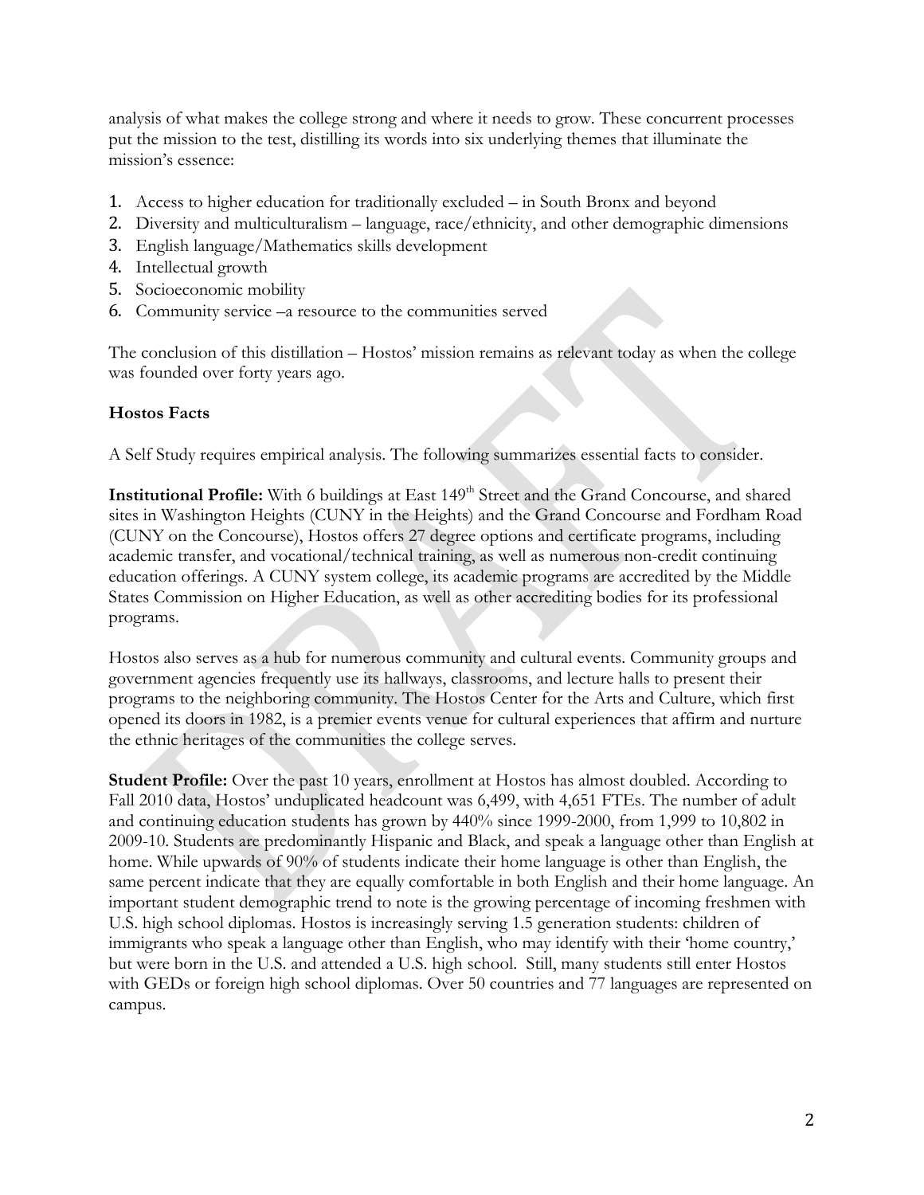analysis of what makes the college strong and where it needs to grow. These concurrent processes put the mission to the test, distilling its words into six underlying themes that illuminate the mission's essence:

1. Access to higher education for traditionally excluded – in South Bronx and beyond
2. Diversity and multiculturalism – language, race/ethnicity, and other demographic dimensions
3. English language/Mathematics skills development
4. Intellectual growth
5. Socioeconomic mobility
6. Community service –a resource to the communities served

The conclusion of this distillation – Hostos' mission remains as relevant today as when the college was founded over forty years ago.

**Hostos Facts**

A Self Study requires empirical analysis. The following summarizes essential facts to consider.

**Institutional Profile:** With 6 buildings at East 149th Street and the Grand Concourse, and shared sites in Washington Heights (CUNY in the Heights) and the Grand Concourse and Fordham Road (CUNY on the Concourse), Hostos offers 27 degree options and certificate programs, including academic transfer, and vocational/technical training, as well as numerous non-credit continuing education offerings. A CUNY system college, its academic programs are accredited by the Middle States Commission on Higher Education, as well as other accrediting bodies for its professional programs.

Hostos also serves as a hub for numerous community and cultural events. Community groups and government agencies frequently use its hallways, classrooms, and lecture halls to present their programs to the neighboring community. The Hostos Center for the Arts and Culture, which first opened its doors in 1982, is a premier events venue for cultural experiences that affirm and nurture the ethnic heritages of the communities the college serves.

**Student Profile:** Over the past 10 years, enrollment at Hostos has almost doubled. According to Fall 2010 data, Hostos' unduplicated headcount was 6,499, with 4,651 FTEs. The number of adult and continuing education students has grown by 440% since 1999-2000, from 1,999 to 10,802 in 2009-10. Students are predominantly Hispanic and Black, and speak a language other than English at home. While upwards of 90% of students indicate their home language is other than English, the same percent indicate that they are equally comfortable in both English and their home language. An important student demographic trend to note is the growing percentage of incoming freshmen with U.S. high school diplomas. Hostos is increasingly serving 1.5 generation students: children of immigrants who speak a language other than English, who may identify with their 'home country,' but were born in the U.S. and attended a U.S. high school. Still, many students still enter Hostos with GEDs or foreign high school diplomas. Over 50 countries and 77 languages are represented on campus.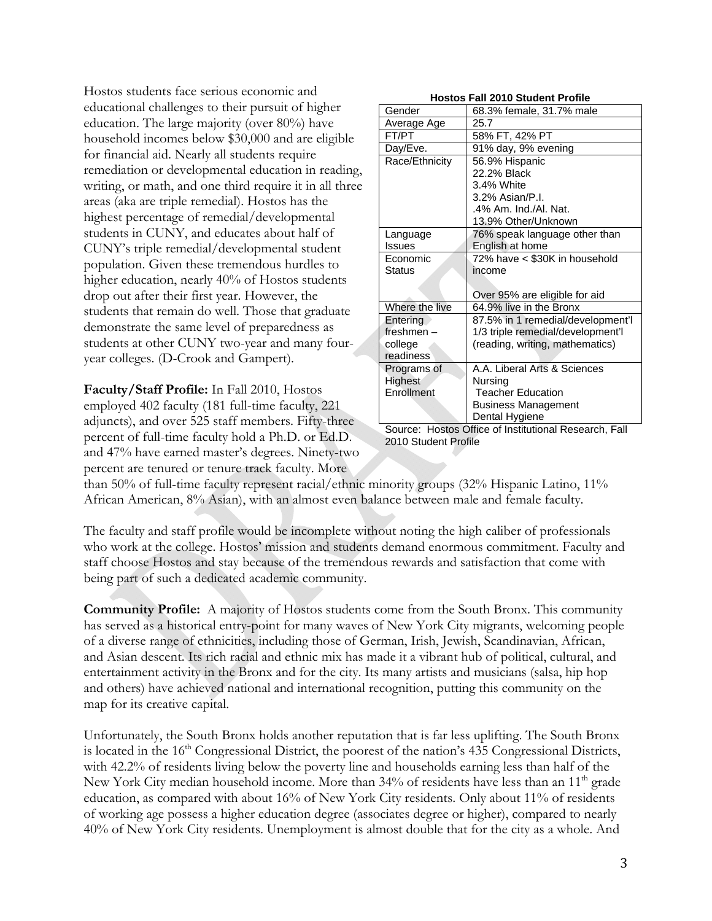Hostos students face serious economic and educational challenges to their pursuit of higher education. The large majority (over 80%) have household incomes below $30,000 and are eligible for financial aid. Nearly all students require remediation or developmental education in reading, writing, or math, and one third require it in all three areas (aka are triple remedial). Hostos has the highest percentage of remedial/developmental students in CUNY, and educates about half of CUNY's triple remedial/developmental student population. Given these tremendous hurdles to higher education, nearly 40% of Hostos students drop out after their first year. However, the students that remain do well. Those that graduate demonstrate the same level of preparedness as students at other CUNY two-year and many four-year colleges. (D-Crook and Gampert).

**Hostos Fall 2010 Student Profile**

| | |
|---|---|
| Gender | 68.3% female, 31.7% male |
| Average Age | 25.7 |
| FT/PT | 58% FT, 42% PT |
| Day/Eve. | 91% day, 9% evening |
| Race/Ethnicity | 56.9% Hispanic<br>22.2% Black<br>3.4% White<br>3.2% Asian/P.I.<br>.4% Am. Ind./Al. Nat.<br>13.9% Other/Unknown |
| Language Issues | 76% speak language other than English at home |
| Economic Status | 72% have < $30K in household income<br><br>Over 95% are eligible for aid |
| Where the live | 64.9% live in the Bronx |
| Entering freshmen – college readiness | 87.5% in 1 remedial/development'l<br>1/3 triple remedial/development'l (reading, writing, mathematics) |
| Programs of Highest Enrollment | A.A. Liberal Arts & Sciences<br>Nursing<br>Teacher Education<br>Business Management<br>Dental Hygiene |

Source: Hostos Office of Institutional Research, Fall 2010 Student Profile

**Faculty/Staff Profile:** In Fall 2010, Hostos employed 402 faculty (181 full-time faculty, 221 adjuncts), and over 525 staff members. Fifty-three percent of full-time faculty hold a Ph.D. or Ed.D. and 47% have earned master's degrees. Ninety-two percent are tenured or tenure track faculty. More than 50% of full-time faculty represent racial/ethnic minority groups (32% Hispanic Latino, 11% African American, 8% Asian), with an almost even balance between male and female faculty.

The faculty and staff profile would be incomplete without noting the high caliber of professionals who work at the college. Hostos' mission and students demand enormous commitment. Faculty and staff choose Hostos and stay because of the tremendous rewards and satisfaction that come with being part of such a dedicated academic community.

**Community Profile:** A majority of Hostos students come from the South Bronx. This community has served as a historical entry-point for many waves of New York City migrants, welcoming people of a diverse range of ethnicities, including those of German, Irish, Jewish, Scandinavian, African, and Asian descent. Its rich racial and ethnic mix has made it a vibrant hub of political, cultural, and entertainment activity in the Bronx and for the city. Its many artists and musicians (salsa, hip hop and others) have achieved national and international recognition, putting this community on the map for its creative capital.

Unfortunately, the South Bronx holds another reputation that is far less uplifting. The South Bronx is located in the 16th Congressional District, the poorest of the nation's 435 Congressional Districts, with 42.2% of residents living below the poverty line and households earning less than half of the New York City median household income. More than 34% of residents have less than an 11th grade education, as compared with about 16% of New York City residents. Only about 11% of residents of working age possess a higher education degree (associates degree or higher), compared to nearly 40% of New York City residents. Unemployment is almost double that for the city as a whole. And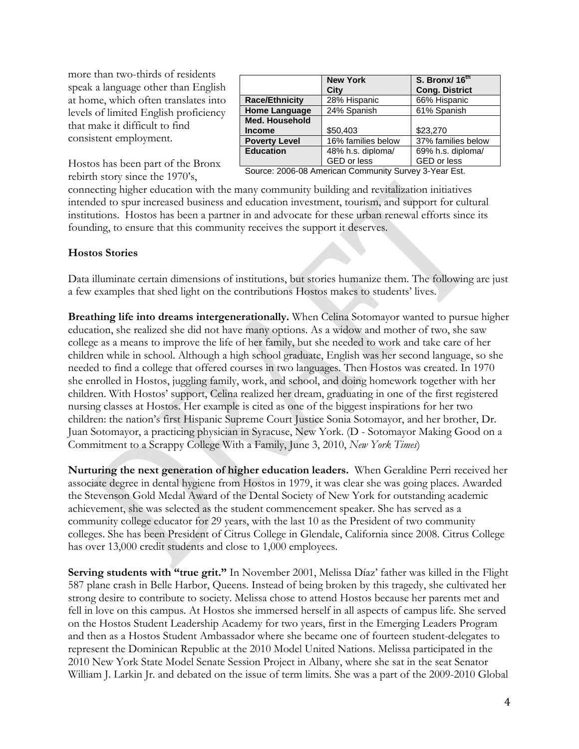more than two-thirds of residents speak a language other than English at home, which often translates into levels of limited English proficiency that make it difficult to find consistent employment.

| | New York City | S. Bronx/ 16th Cong. District |
|---|---|---|
| **Race/Ethnicity** | 28% Hispanic | 66% Hispanic |
| **Home Language** | 24% Spanish | 61% Spanish |
| **Med. Household Income** | $50,403 | $23,270 |
| **Poverty Level** | 16% families below | 37% families below |
| **Education** | 48% h.s. diploma/ GED or less | 69% h.s. diploma/ GED or less |

Source: 2006-08 American Community Survey 3-Year Est.

Hostos has been part of the Bronx rebirth story since the 1970's, connecting higher education with the many community building and revitalization initiatives intended to spur increased business and education investment, tourism, and support for cultural institutions. Hostos has been a partner in and advocate for these urban renewal efforts since its founding, to ensure that this community receives the support it deserves.

### Hostos Stories

Data illuminate certain dimensions of institutions, but stories humanize them. The following are just a few examples that shed light on the contributions Hostos makes to students' lives.

**Breathing life into dreams intergenerationally.** When Celina Sotomayor wanted to pursue higher education, she realized she did not have many options. As a widow and mother of two, she saw college as a means to improve the life of her family, but she needed to work and take care of her children while in school. Although a high school graduate, English was her second language, so she needed to find a college that offered courses in two languages. Then Hostos was created. In 1970 she enrolled in Hostos, juggling family, work, and school, and doing homework together with her children. With Hostos' support, Celina realized her dream, graduating in one of the first registered nursing classes at Hostos. Her example is cited as one of the biggest inspirations for her two children: the nation's first Hispanic Supreme Court Justice Sonia Sotomayor, and her brother, Dr. Juan Sotomayor, a practicing physician in Syracuse, New York. (D - Sotomayor Making Good on a Commitment to a Scrappy College With a Family, June 3, 2010, *New York Times*)

**Nurturing the next generation of higher education leaders.** When Geraldine Perri received her associate degree in dental hygiene from Hostos in 1979, it was clear she was going places. Awarded the Stevenson Gold Medal Award of the Dental Society of New York for outstanding academic achievement, she was selected as the student commencement speaker. She has served as a community college educator for 29 years, with the last 10 as the President of two community colleges. She has been President of Citrus College in Glendale, California since 2008. Citrus College has over 13,000 credit students and close to 1,000 employees.

**Serving students with "true grit."** In November 2001, Melissa Díaz' father was killed in the Flight 587 plane crash in Belle Harbor, Queens. Instead of being broken by this tragedy, she cultivated her strong desire to contribute to society. Melissa chose to attend Hostos because her parents met and fell in love on this campus. At Hostos she immersed herself in all aspects of campus life. She served on the Hostos Student Leadership Academy for two years, first in the Emerging Leaders Program and then as a Hostos Student Ambassador where she became one of fourteen student-delegates to represent the Dominican Republic at the 2010 Model United Nations. Melissa participated in the 2010 New York State Model Senate Session Project in Albany, where she sat in the seat Senator William J. Larkin Jr. and debated on the issue of term limits. She was a part of the 2009-2010 Global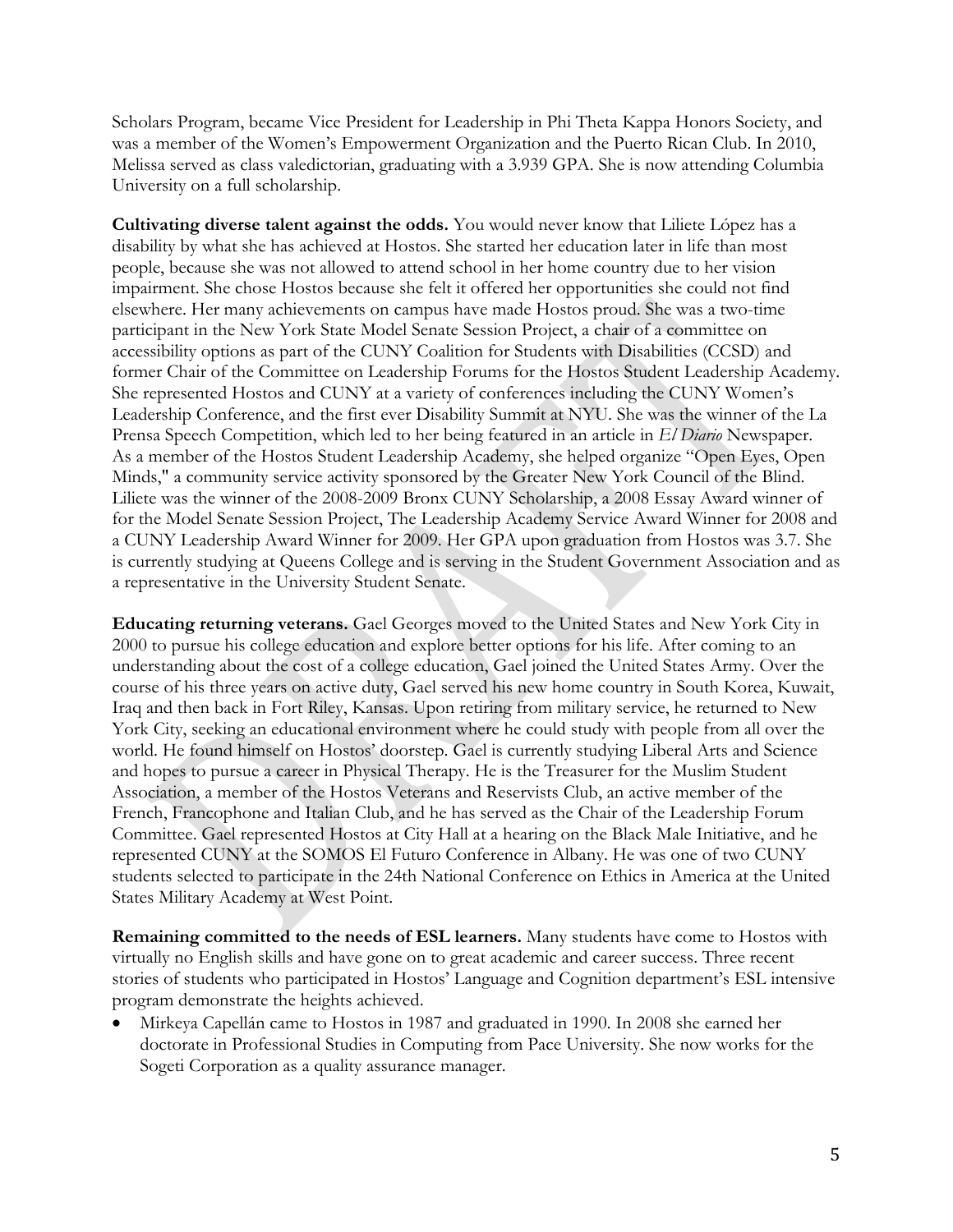Scholars Program, became Vice President for Leadership in Phi Theta Kappa Honors Society, and was a member of the Women's Empowerment Organization and the Puerto Rican Club. In 2010, Melissa served as class valedictorian, graduating with a 3.939 GPA. She is now attending Columbia University on a full scholarship.

**Cultivating diverse talent against the odds.** You would never know that Liliete López has a disability by what she has achieved at Hostos. She started her education later in life than most people, because she was not allowed to attend school in her home country due to her vision impairment. She chose Hostos because she felt it offered her opportunities she could not find elsewhere. Her many achievements on campus have made Hostos proud. She was a two-time participant in the New York State Model Senate Session Project, a chair of a committee on accessibility options as part of the CUNY Coalition for Students with Disabilities (CCSD) and former Chair of the Committee on Leadership Forums for the Hostos Student Leadership Academy. She represented Hostos and CUNY at a variety of conferences including the CUNY Women's Leadership Conference, and the first ever Disability Summit at NYU. She was the winner of the La Prensa Speech Competition, which led to her being featured in an article in *El Diario* Newspaper. As a member of the Hostos Student Leadership Academy, she helped organize "Open Eyes, Open Minds," a community service activity sponsored by the Greater New York Council of the Blind. Liliete was the winner of the 2008-2009 Bronx CUNY Scholarship, a 2008 Essay Award winner of for the Model Senate Session Project, The Leadership Academy Service Award Winner for 2008 and a CUNY Leadership Award Winner for 2009. Her GPA upon graduation from Hostos was 3.7. She is currently studying at Queens College and is serving in the Student Government Association and as a representative in the University Student Senate.

**Educating returning veterans.** Gael Georges moved to the United States and New York City in 2000 to pursue his college education and explore better options for his life. After coming to an understanding about the cost of a college education, Gael joined the United States Army. Over the course of his three years on active duty, Gael served his new home country in South Korea, Kuwait, Iraq and then back in Fort Riley, Kansas. Upon retiring from military service, he returned to New York City, seeking an educational environment where he could study with people from all over the world. He found himself on Hostos' doorstep. Gael is currently studying Liberal Arts and Science and hopes to pursue a career in Physical Therapy. He is the Treasurer for the Muslim Student Association, a member of the Hostos Veterans and Reservists Club, an active member of the French, Francophone and Italian Club, and he has served as the Chair of the Leadership Forum Committee. Gael represented Hostos at City Hall at a hearing on the Black Male Initiative, and he represented CUNY at the SOMOS El Futuro Conference in Albany. He was one of two CUNY students selected to participate in the 24th National Conference on Ethics in America at the United States Military Academy at West Point.

**Remaining committed to the needs of ESL learners.** Many students have come to Hostos with virtually no English skills and have gone on to great academic and career success. Three recent stories of students who participated in Hostos' Language and Cognition department's ESL intensive program demonstrate the heights achieved.

- Mirkeya Capellán came to Hostos in 1987 and graduated in 1990. In 2008 she earned her doctorate in Professional Studies in Computing from Pace University. She now works for the Sogeti Corporation as a quality assurance manager.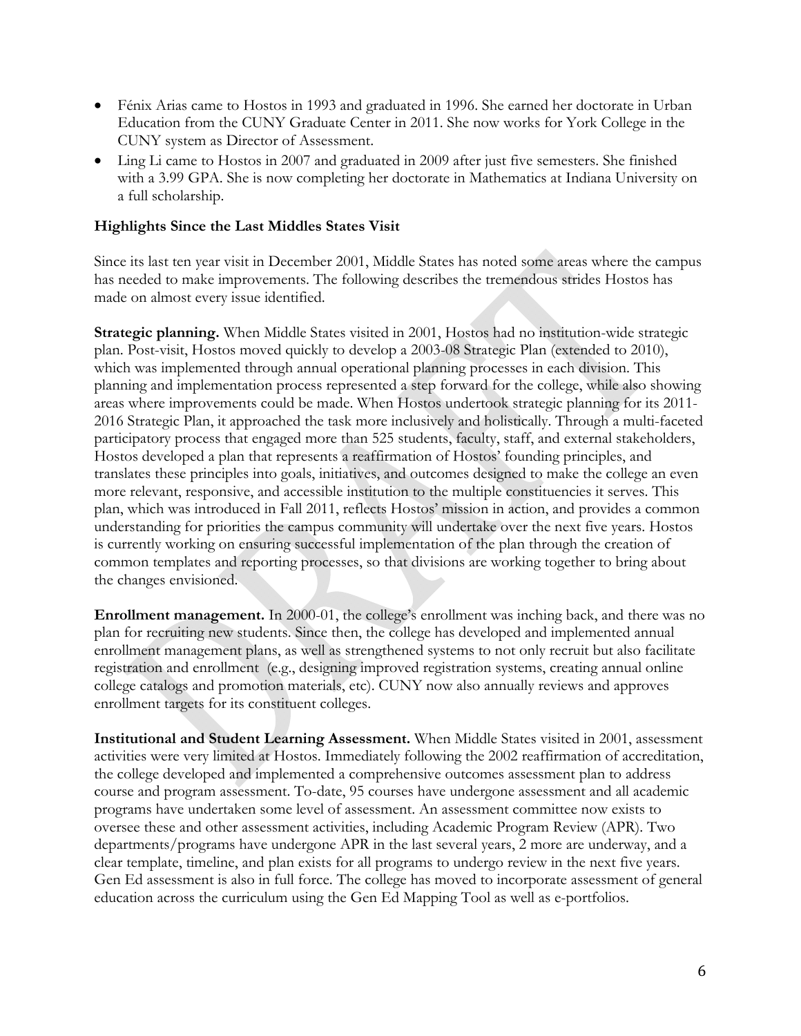- Fénix Arias came to Hostos in 1993 and graduated in 1996. She earned her doctorate in Urban Education from the CUNY Graduate Center in 2011. She now works for York College in the CUNY system as Director of Assessment.
- Ling Li came to Hostos in 2007 and graduated in 2009 after just five semesters. She finished with a 3.99 GPA. She is now completing her doctorate in Mathematics at Indiana University on a full scholarship.

**Highlights Since the Last Middles States Visit**

Since its last ten year visit in December 2001, Middle States has noted some areas where the campus has needed to make improvements. The following describes the tremendous strides Hostos has made on almost every issue identified.

**Strategic planning.** When Middle States visited in 2001, Hostos had no institution-wide strategic plan. Post-visit, Hostos moved quickly to develop a 2003-08 Strategic Plan (extended to 2010), which was implemented through annual operational planning processes in each division. This planning and implementation process represented a step forward for the college, while also showing areas where improvements could be made. When Hostos undertook strategic planning for its 2011-2016 Strategic Plan, it approached the task more inclusively and holistically. Through a multi-faceted participatory process that engaged more than 525 students, faculty, staff, and external stakeholders, Hostos developed a plan that represents a reaffirmation of Hostos' founding principles, and translates these principles into goals, initiatives, and outcomes designed to make the college an even more relevant, responsive, and accessible institution to the multiple constituencies it serves. This plan, which was introduced in Fall 2011, reflects Hostos' mission in action, and provides a common understanding for priorities the campus community will undertake over the next five years. Hostos is currently working on ensuring successful implementation of the plan through the creation of common templates and reporting processes, so that divisions are working together to bring about the changes envisioned.

**Enrollment management.** In 2000-01, the college's enrollment was inching back, and there was no plan for recruiting new students. Since then, the college has developed and implemented annual enrollment management plans, as well as strengthened systems to not only recruit but also facilitate registration and enrollment (e.g., designing improved registration systems, creating annual online college catalogs and promotion materials, etc). CUNY now also annually reviews and approves enrollment targets for its constituent colleges.

**Institutional and Student Learning Assessment.** When Middle States visited in 2001, assessment activities were very limited at Hostos. Immediately following the 2002 reaffirmation of accreditation, the college developed and implemented a comprehensive outcomes assessment plan to address course and program assessment. To-date, 95 courses have undergone assessment and all academic programs have undertaken some level of assessment. An assessment committee now exists to oversee these and other assessment activities, including Academic Program Review (APR). Two departments/programs have undergone APR in the last several years, 2 more are underway, and a clear template, timeline, and plan exists for all programs to undergo review in the next five years. Gen Ed assessment is also in full force. The college has moved to incorporate assessment of general education across the curriculum using the Gen Ed Mapping Tool as well as e-portfolios.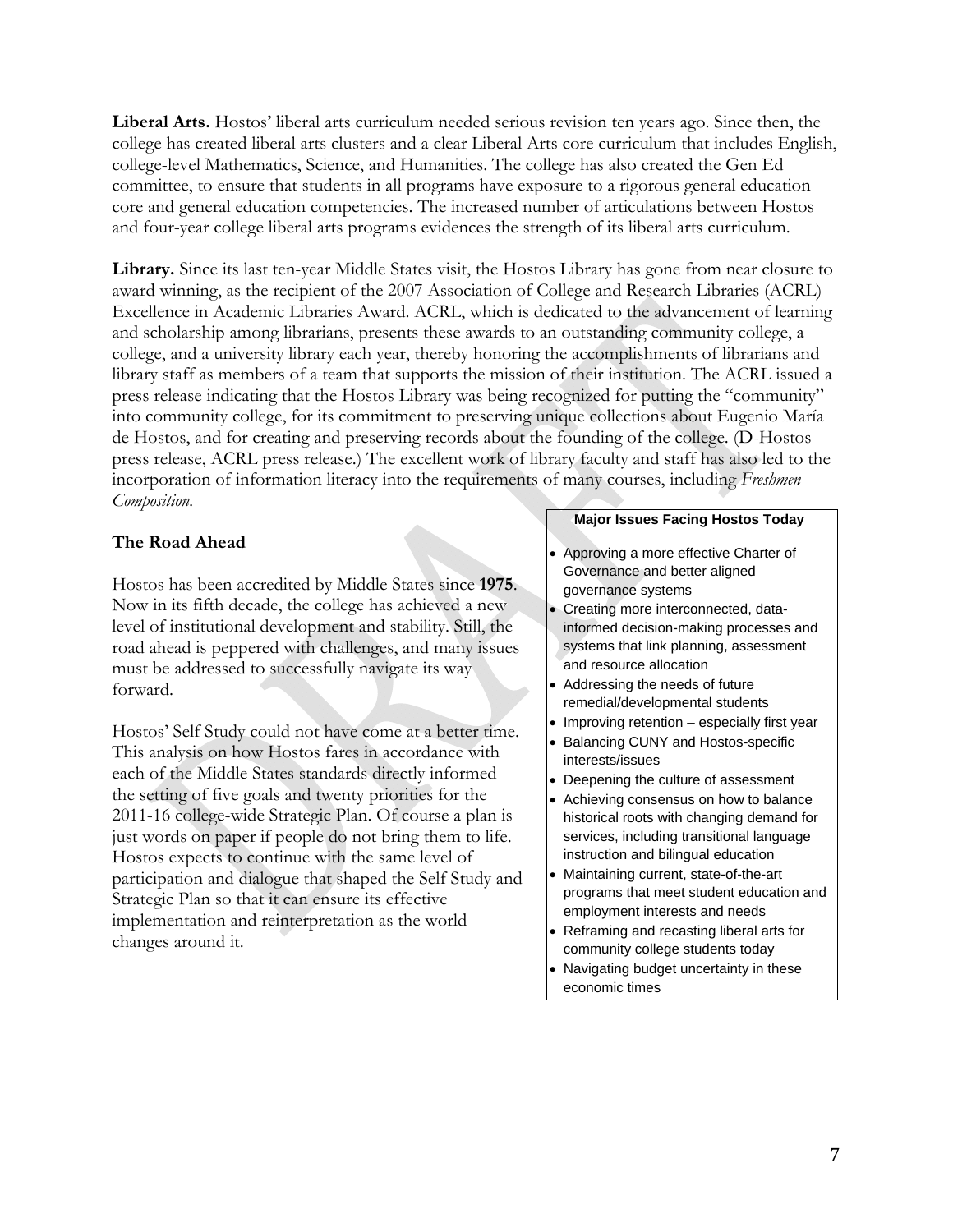**Liberal Arts.** Hostos' liberal arts curriculum needed serious revision ten years ago. Since then, the college has created liberal arts clusters and a clear Liberal Arts core curriculum that includes English, college-level Mathematics, Science, and Humanities. The college has also created the Gen Ed committee, to ensure that students in all programs have exposure to a rigorous general education core and general education competencies. The increased number of articulations between Hostos and four-year college liberal arts programs evidences the strength of its liberal arts curriculum.

**Library.** Since its last ten-year Middle States visit, the Hostos Library has gone from near closure to award winning, as the recipient of the 2007 Association of College and Research Libraries (ACRL) Excellence in Academic Libraries Award. ACRL, which is dedicated to the advancement of learning and scholarship among librarians, presents these awards to an outstanding community college, a college, and a university library each year, thereby honoring the accomplishments of librarians and library staff as members of a team that supports the mission of their institution. The ACRL issued a press release indicating that the Hostos Library was being recognized for putting the "community" into community college, for its commitment to preserving unique collections about Eugenio María de Hostos, and for creating and preserving records about the founding of the college. (D-Hostos press release, ACRL press release.) The excellent work of library faculty and staff has also led to the incorporation of information literacy into the requirements of many courses, including *Freshmen Composition*.

## The Road Ahead

Hostos has been accredited by Middle States since **1975**. Now in its fifth decade, the college has achieved a new level of institutional development and stability. Still, the road ahead is peppered with challenges, and many issues must be addressed to successfully navigate its way forward.

Hostos' Self Study could not have come at a better time. This analysis on how Hostos fares in accordance with each of the Middle States standards directly informed the setting of five goals and twenty priorities for the 2011-16 college-wide Strategic Plan. Of course a plan is just words on paper if people do not bring them to life. Hostos expects to continue with the same level of participation and dialogue that shaped the Self Study and Strategic Plan so that it can ensure its effective implementation and reinterpretation as the world changes around it.

**Major Issues Facing Hostos Today**

- Approving a more effective Charter of Governance and better aligned governance systems
- Creating more interconnected, data-informed decision-making processes and systems that link planning, assessment and resource allocation
- Addressing the needs of future remedial/developmental students
- Improving retention – especially first year
- Balancing CUNY and Hostos-specific interests/issues
- Deepening the culture of assessment
- Achieving consensus on how to balance historical roots with changing demand for services, including transitional language instruction and bilingual education
- Maintaining current, state-of-the-art programs that meet student education and employment interests and needs
- Reframing and recasting liberal arts for community college students today
- Navigating budget uncertainty in these economic times